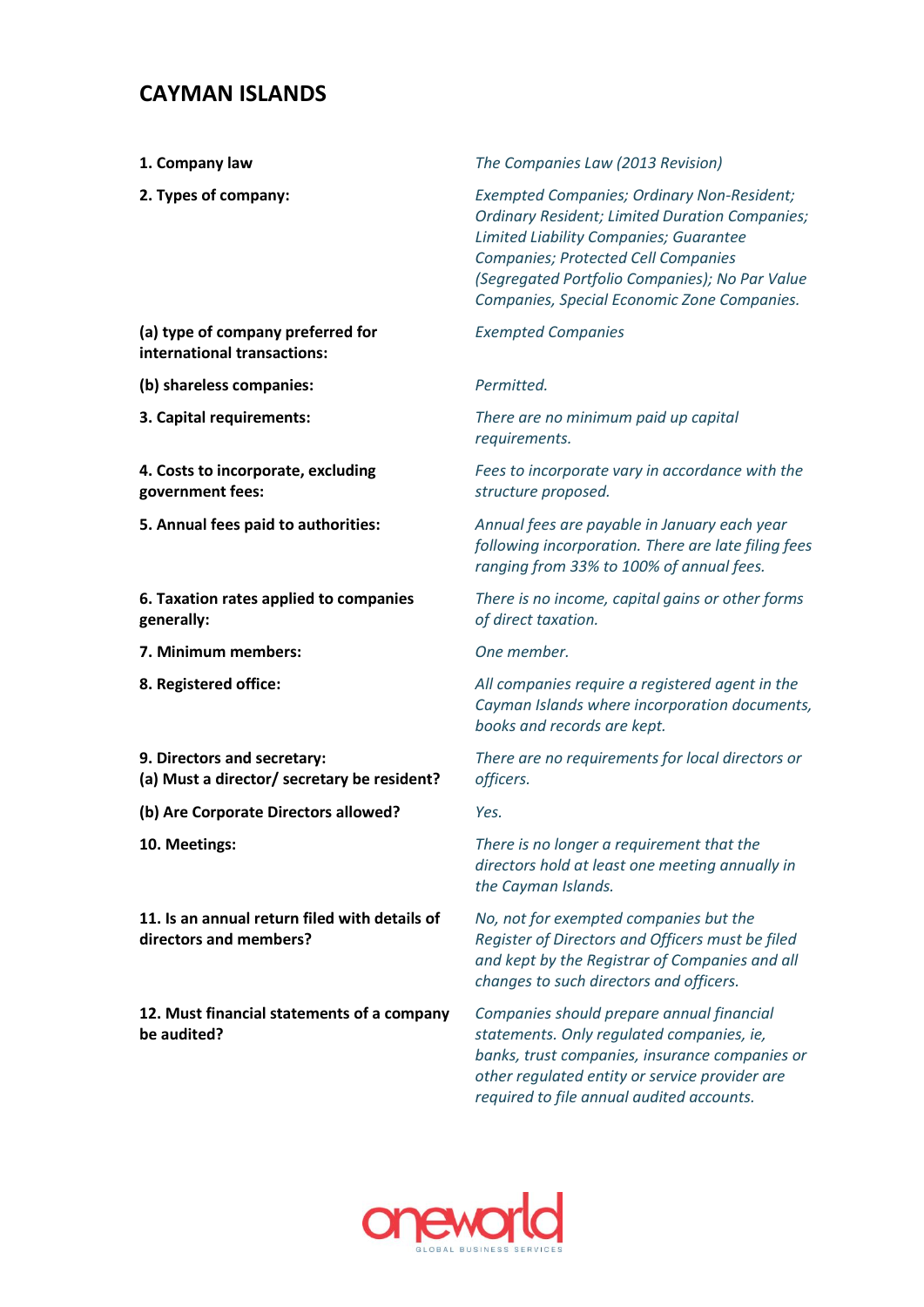# CAYMAN ISLANDS

| | |
|---|---|
| **1. Company law** | *The Companies Law (2013 Revision)* |
| **2. Types of company:** | *Exempted Companies; Ordinary Non-Resident; Ordinary Resident; Limited Duration Companies; Limited Liability Companies; Guarantee Companies; Protected Cell Companies (Segregated Portfolio Companies); No Par Value Companies, Special Economic Zone Companies.* |
| **(a) type of company preferred for international transactions:** | *Exempted Companies* |
| **(b) shareless companies:** | *Permitted.* |
| **3. Capital requirements:** | *There are no minimum paid up capital requirements.* |
| **4. Costs to incorporate, excluding government fees:** | *Fees to incorporate vary in accordance with the structure proposed.* |
| **5. Annual fees paid to authorities:** | *Annual fees are payable in January each year following incorporation. There are late filing fees ranging from 33% to 100% of annual fees.* |
| **6. Taxation rates applied to companies generally:** | *There is no income, capital gains or other forms of direct taxation.* |
| **7. Minimum members:** | *One member.* |
| **8. Registered office:** | *All companies require a registered agent in the Cayman Islands where incorporation documents, books and records are kept.* |
| **9. Directors and secretary:** **(a) Must a director/ secretary be resident?** | *There are no requirements for local directors or officers.* |
| **(b) Are Corporate Directors allowed?** | *Yes.* |
| **10. Meetings:** | *There is no longer a requirement that the directors hold at least one meeting annually in the Cayman Islands.* |
| **11. Is an annual return filed with details of directors and members?** | *No, not for exempted companies but the Register of Directors and Officers must be filed and kept by the Registrar of Companies and all changes to such directors and officers.* |
| **12. Must financial statements of a company be audited?** | *Companies should prepare annual financial statements. Only regulated companies, ie, banks, trust companies, insurance companies or other regulated entity or service provider are required to file annual audited accounts.* |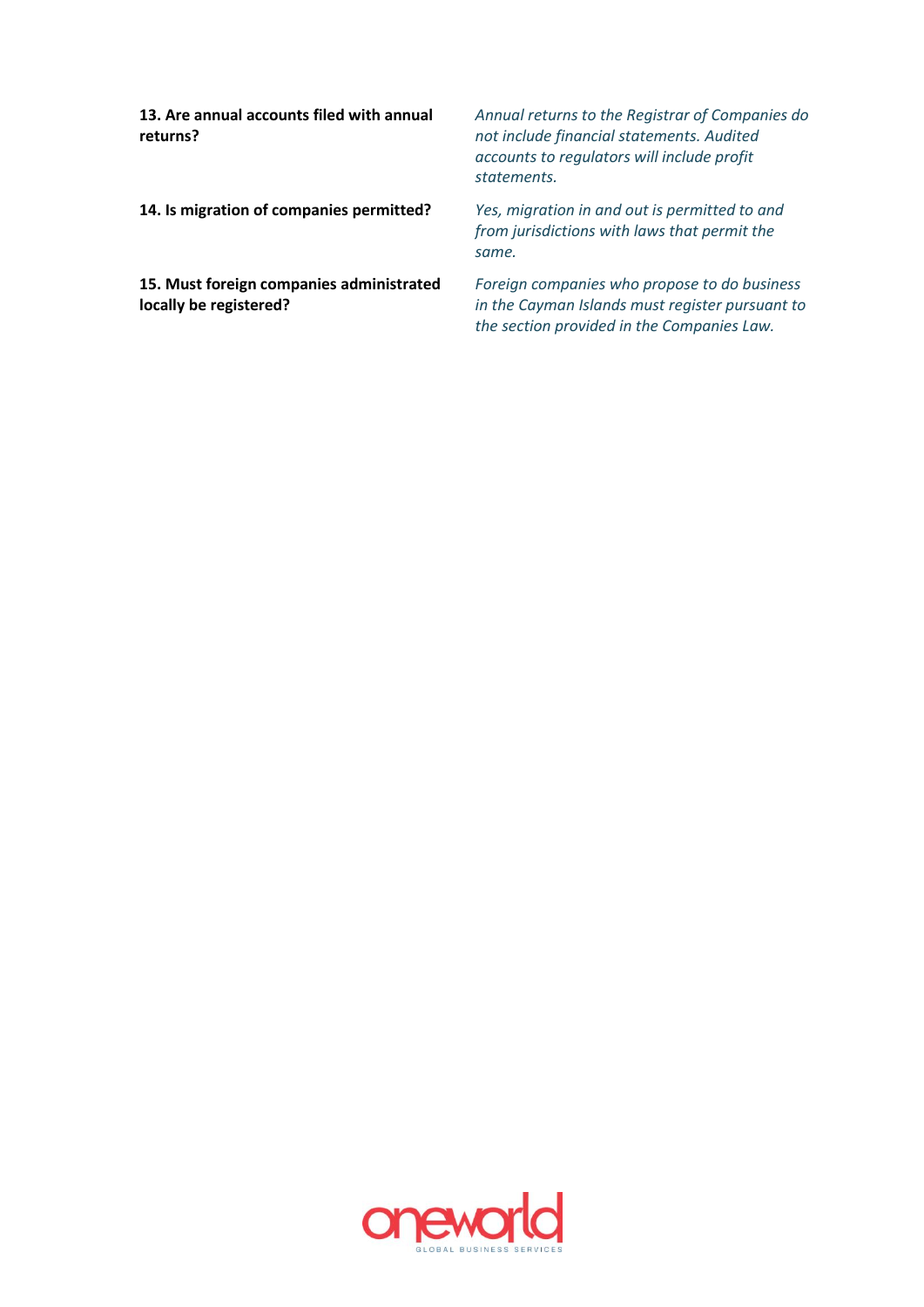| | |
|---|---|
| **13. Are annual accounts filed with annual returns?** | *Annual returns to the Registrar of Companies do not include financial statements. Audited accounts to regulators will include profit statements.* |
| **14. Is migration of companies permitted?** | *Yes, migration in and out is permitted to and from jurisdictions with laws that permit the same.* |
| **15. Must foreign companies administrated locally be registered?** | *Foreign companies who propose to do business in the Cayman Islands must register pursuant to the section provided in the Companies Law.* |